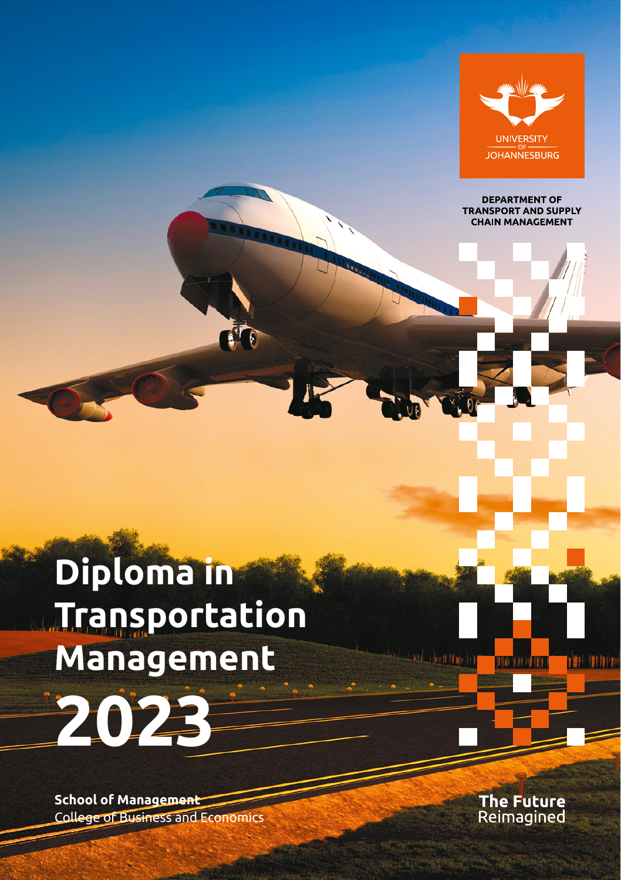UNIVERSITY OF JOHANNESBURG

DEPARTMENT OF TRANSPORT AND SUPPLY CHAIN MANAGEMENT

# Diploma in Transportation Management 2023

**School of Management**
College of Business and Economics

**The Future**
Reimagined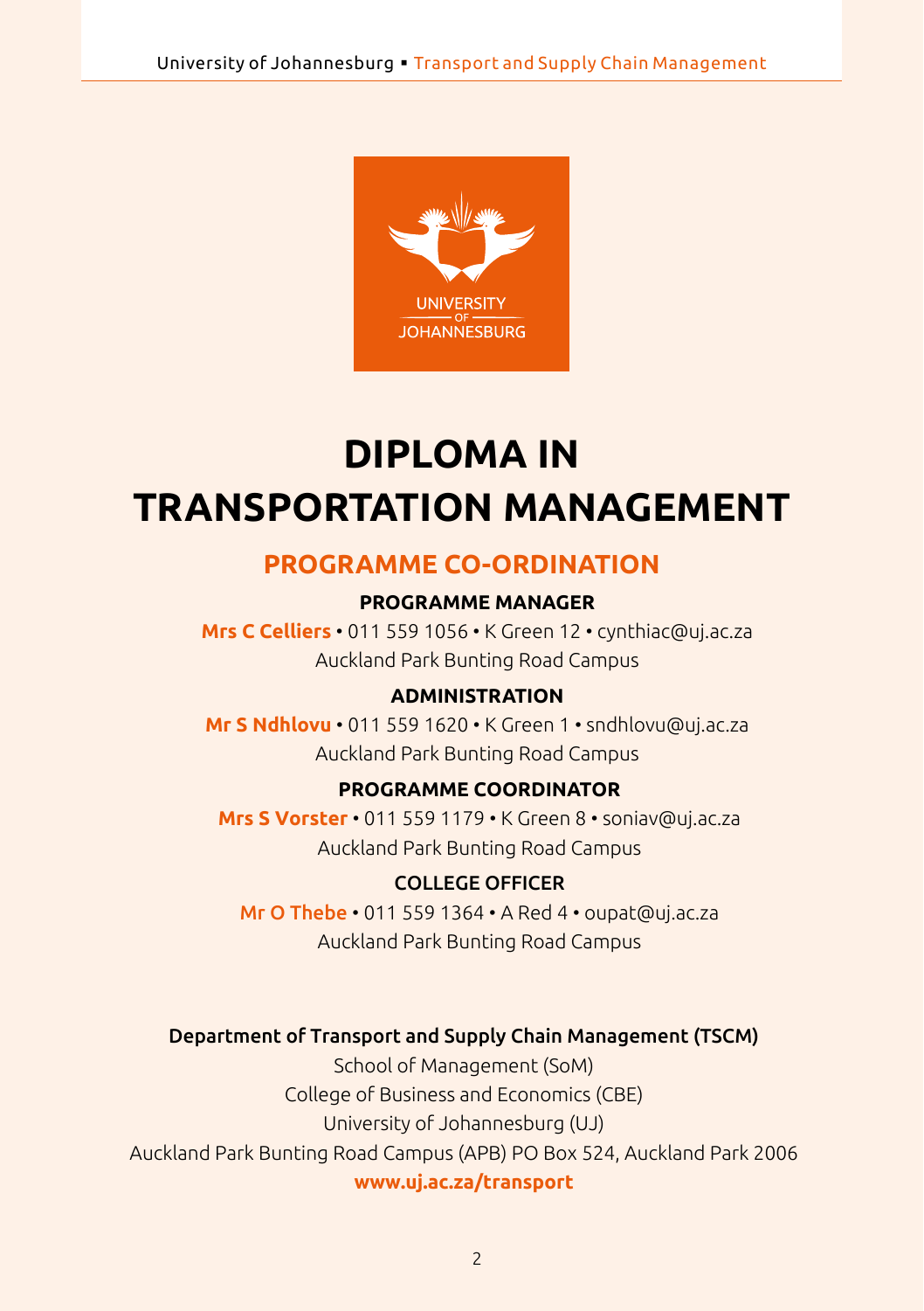# DIPLOMA IN TRANSPORTATION MANAGEMENT

## PROGRAMME CO-ORDINATION

### PROGRAMME MANAGER

**Mrs C Celliers** • 011 559 1056 • K Green 12 • cynthiac@uj.ac.za
Auckland Park Bunting Road Campus

### ADMINISTRATION

**Mr S Ndhlovu** • 011 559 1620 • K Green 1 • sndhlovu@uj.ac.za
Auckland Park Bunting Road Campus

### PROGRAMME COORDINATOR

**Mrs S Vorster** • 011 559 1179 • K Green 8 • soniav@uj.ac.za
Auckland Park Bunting Road Campus

### COLLEGE OFFICER

Mr O Thebe • 011 559 1364 • A Red 4 • oupat@uj.ac.za
Auckland Park Bunting Road Campus

Department of Transport and Supply Chain Management (TSCM)
School of Management (SoM)
College of Business and Economics (CBE)
University of Johannesburg (UJ)
Auckland Park Bunting Road Campus (APB) PO Box 524, Auckland Park 2006
**www.uj.ac.za/transport**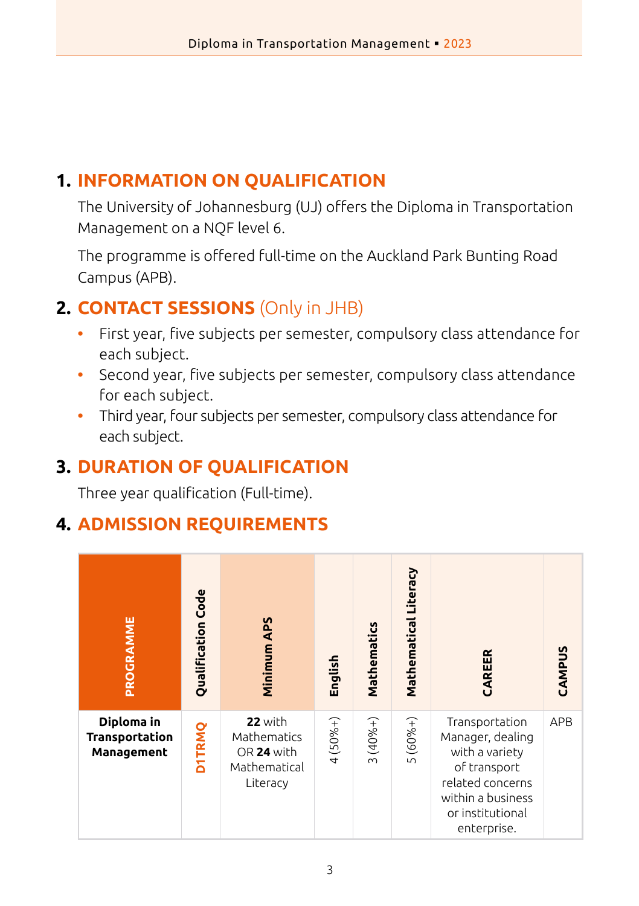## 1. INFORMATION ON QUALIFICATION

The University of Johannesburg (UJ) offers the Diploma in Transportation Management on a NQF level 6.

The programme is offered full-time on the Auckland Park Bunting Road Campus (APB).

## 2. CONTACT SESSIONS (Only in JHB)

- First year, five subjects per semester, compulsory class attendance for each subject.
- Second year, five subjects per semester, compulsory class attendance for each subject.
- Third year, four subjects per semester, compulsory class attendance for each subject.

## 3. DURATION OF QUALIFICATION

Three year qualification (Full-time).

## 4. ADMISSION REQUIREMENTS

| PROGRAMME | Qualification Code | Minimum APS | English | Mathematics | Mathematical Literacy | CAREER | CAMPUS |
|---|---|---|---|---|---|---|---|
| **Diploma in Transportation Management** | D1TRMQ | **22** with Mathematics OR **24** with Mathematical Literacy | 4 (50%+) | 3 (40%+) | 5 (60%+) | Transportation Manager, dealing with a variety of transport related concerns within a business or institutional enterprise. | APB |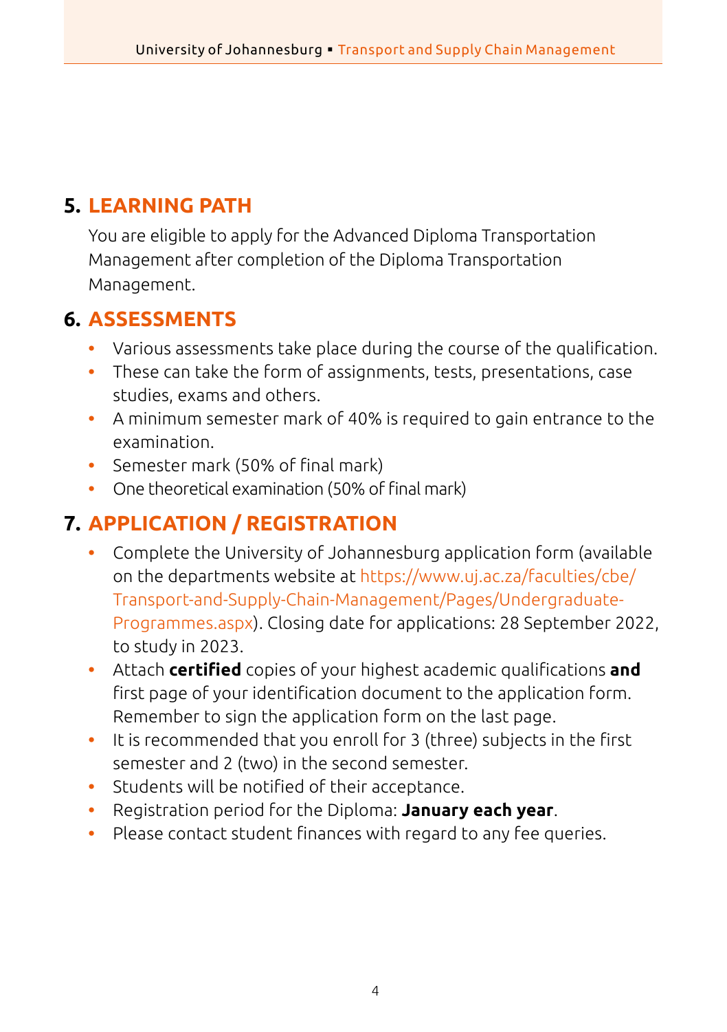## 5. LEARNING PATH

You are eligible to apply for the Advanced Diploma Transportation Management after completion of the Diploma Transportation Management.

## 6. ASSESSMENTS

- Various assessments take place during the course of the qualification.
- These can take the form of assignments, tests, presentations, case studies, exams and others.
- A minimum semester mark of 40% is required to gain entrance to the examination.
- Semester mark (50% of final mark)
- One theoretical examination (50% of final mark)

## 7. APPLICATION / REGISTRATION

- Complete the University of Johannesburg application form (available on the departments website at https://www.uj.ac.za/faculties/cbe/Transport-and-Supply-Chain-Management/Pages/Undergraduate-Programmes.aspx). Closing date for applications: 28 September 2022, to study in 2023.
- Attach **certified** copies of your highest academic qualifications **and** first page of your identification document to the application form. Remember to sign the application form on the last page.
- It is recommended that you enroll for 3 (three) subjects in the first semester and 2 (two) in the second semester.
- Students will be notified of their acceptance.
- Registration period for the Diploma: **January each year**.
- Please contact student finances with regard to any fee queries.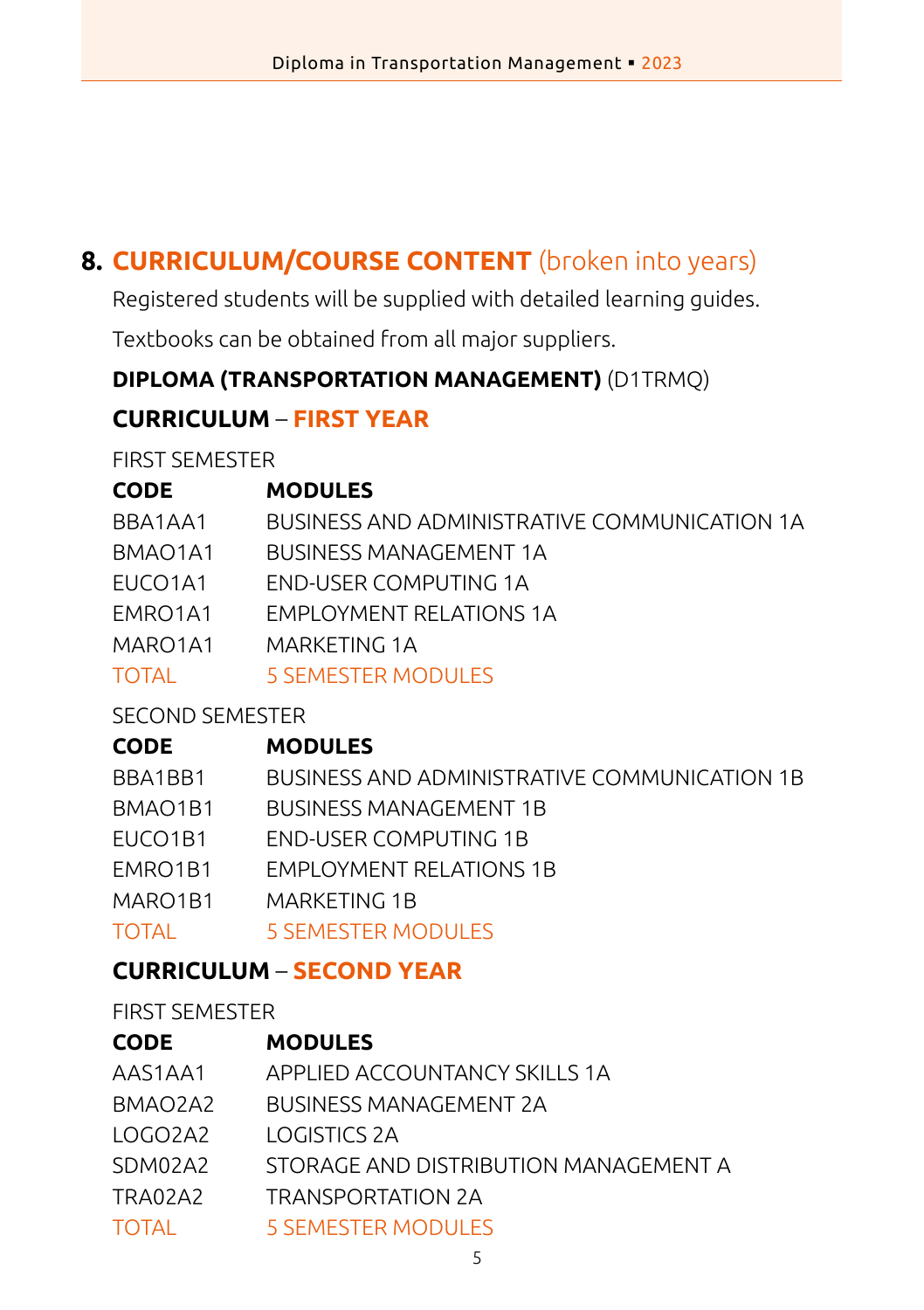## 8. CURRICULUM/COURSE CONTENT (broken into years)

Registered students will be supplied with detailed learning guides.

Textbooks can be obtained from all major suppliers.

**DIPLOMA (TRANSPORTATION MANAGEMENT)** (D1TRMQ)

### CURRICULUM – FIRST YEAR

FIRST SEMESTER

| CODE | MODULES |
|---|---|
| BBA1AA1 | BUSINESS AND ADMINISTRATIVE COMMUNICATION 1A |
| BMAO1A1 | BUSINESS MANAGEMENT 1A |
| EUCO1A1 | END-USER COMPUTING 1A |
| EMRO1A1 | EMPLOYMENT RELATIONS 1A |
| MARO1A1 | MARKETING 1A |
| TOTAL | 5 SEMESTER MODULES |

SECOND SEMESTER

| CODE | MODULES |
|---|---|
| BBA1BB1 | BUSINESS AND ADMINISTRATIVE COMMUNICATION 1B |
| BMAO1B1 | BUSINESS MANAGEMENT 1B |
| EUCO1B1 | END-USER COMPUTING 1B |
| EMRO1B1 | EMPLOYMENT RELATIONS 1B |
| MARO1B1 | MARKETING 1B |
| TOTAL | 5 SEMESTER MODULES |

### CURRICULUM – SECOND YEAR

FIRST SEMESTER

| CODE | MODULES |
|---|---|
| AAS1AA1 | APPLIED ACCOUNTANCY SKILLS 1A |
| BMAO2A2 | BUSINESS MANAGEMENT 2A |
| LOGO2A2 | LOGISTICS 2A |
| SDM02A2 | STORAGE AND DISTRIBUTION MANAGEMENT A |
| TRA02A2 | TRANSPORTATION 2A |
| TOTAL | 5 SEMESTER MODULES |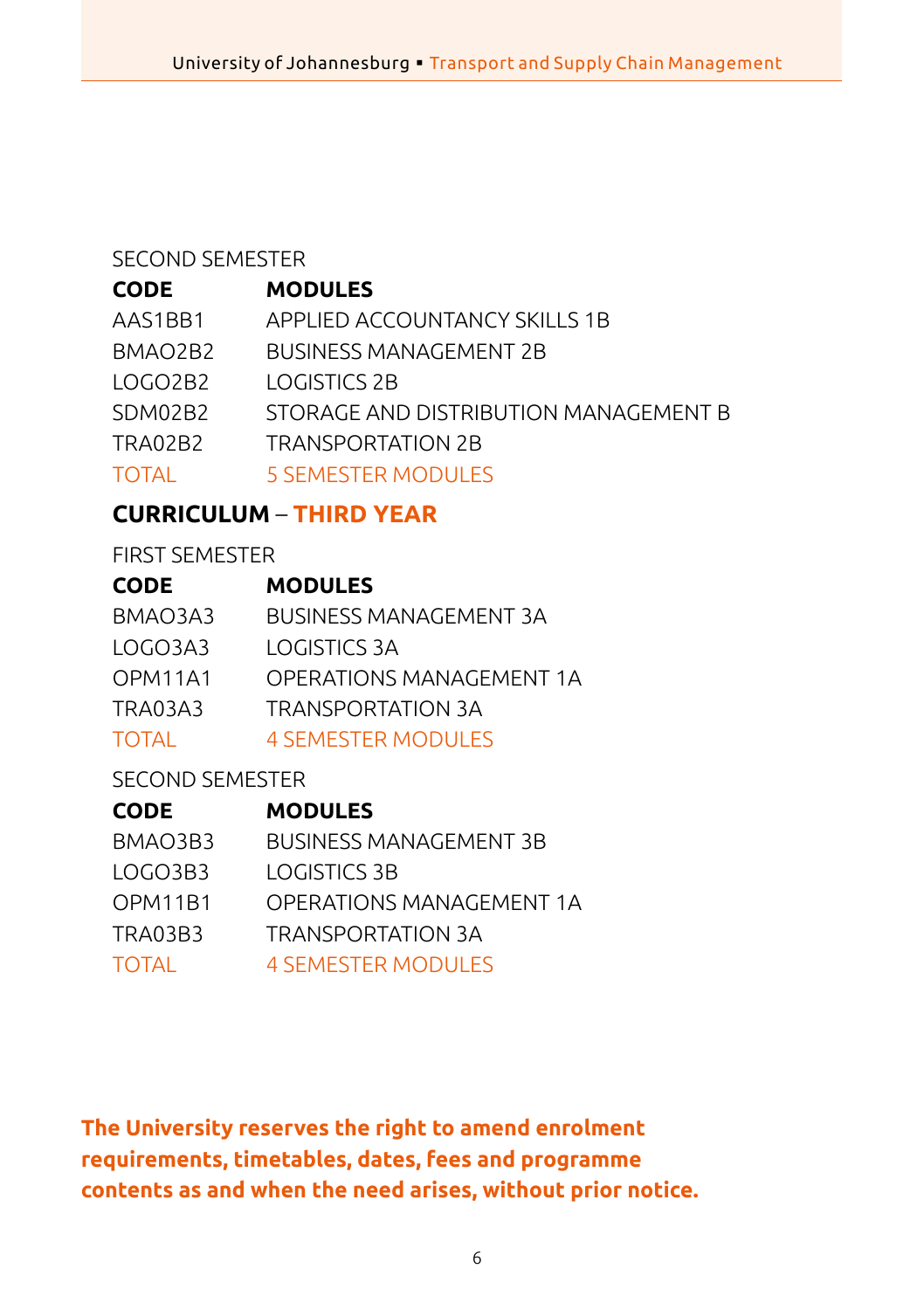SECOND SEMESTER

| CODE | MODULES |
| --- | --- |
| AAS1BB1 | APPLIED ACCOUNTANCY SKILLS 1B |
| BMAO2B2 | BUSINESS MANAGEMENT 2B |
| LOGO2B2 | LOGISTICS 2B |
| SDM02B2 | STORAGE AND DISTRIBUTION MANAGEMENT B |
| TRA02B2 | TRANSPORTATION 2B |
| TOTAL | 5 SEMESTER MODULES |

## CURRICULUM – THIRD YEAR

FIRST SEMESTER

| CODE | MODULES |
| --- | --- |
| BMAO3A3 | BUSINESS MANAGEMENT 3A |
| LOGO3A3 | LOGISTICS 3A |
| OPM11A1 | OPERATIONS MANAGEMENT 1A |
| TRA03A3 | TRANSPORTATION 3A |
| TOTAL | 4 SEMESTER MODULES |

SECOND SEMESTER

| CODE | MODULES |
| --- | --- |
| BMAO3B3 | BUSINESS MANAGEMENT 3B |
| LOGO3B3 | LOGISTICS 3B |
| OPM11B1 | OPERATIONS MANAGEMENT 1A |
| TRA03B3 | TRANSPORTATION 3A |
| TOTAL | 4 SEMESTER MODULES |

**The University reserves the right to amend enrolment requirements, timetables, dates, fees and programme contents as and when the need arises, without prior notice.**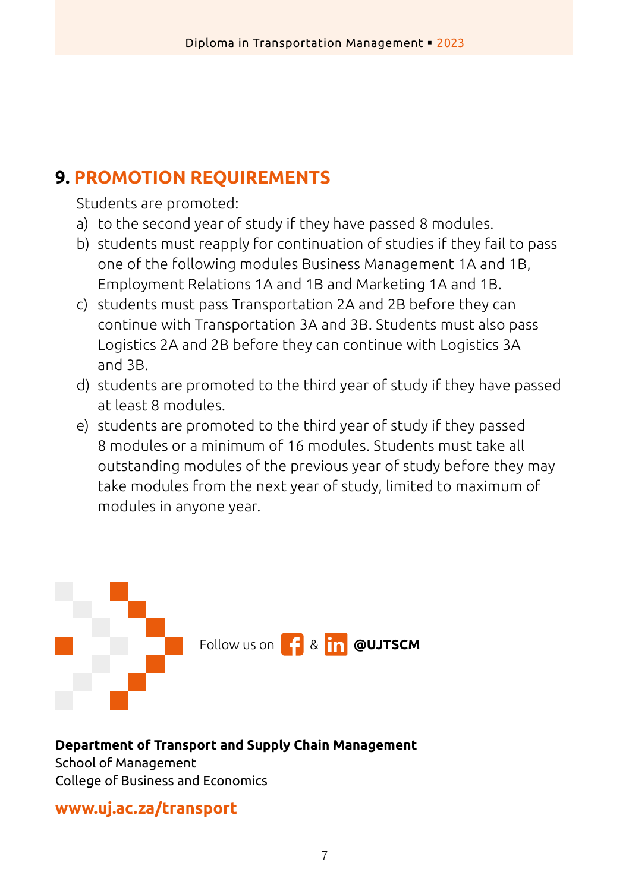## 9. PROMOTION REQUIREMENTS

Students are promoted:

a) to the second year of study if they have passed 8 modules.
b) students must reapply for continuation of studies if they fail to pass one of the following modules Business Management 1A and 1B, Employment Relations 1A and 1B and Marketing 1A and 1B.
c) students must pass Transportation 2A and 2B before they can continue with Transportation 3A and 3B. Students must also pass Logistics 2A and 2B before they can continue with Logistics 3A and 3B.
d) students are promoted to the third year of study if they have passed at least 8 modules.
e) students are promoted to the third year of study if they passed 8 modules or a minimum of 16 modules. Students must take all outstanding modules of the previous year of study before they may take modules from the next year of study, limited to maximum of modules in anyone year.

Follow us on & **@UJTSCM**

**Department of Transport and Supply Chain Management**
School of Management
College of Business and Economics

**www.uj.ac.za/transport**